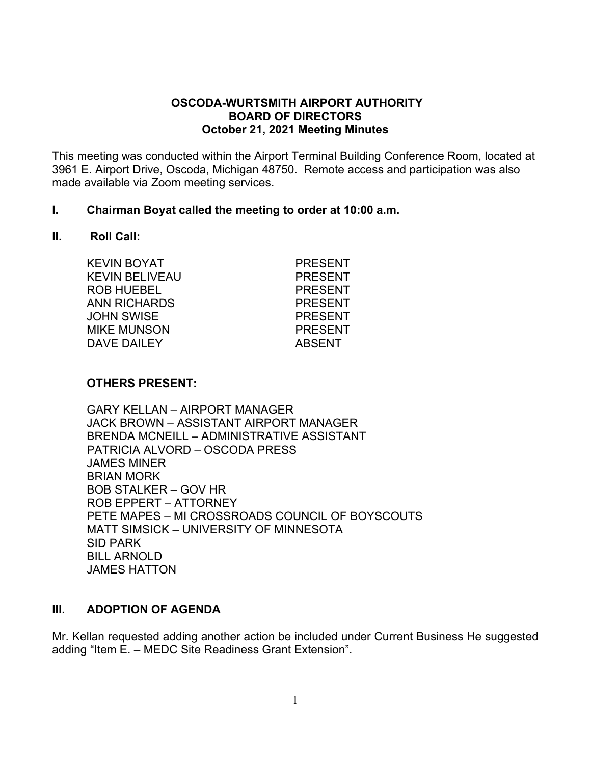# OSCODA-WURTSMITH AIRPORT AUTHORITY
## BOARD OF DIRECTORS
### October 21, 2021 Meeting Minutes

This meeting was conducted within the Airport Terminal Building Conference Room, located at 3961 E. Airport Drive, Oscoda, Michigan 48750. Remote access and participation was also made available via Zoom meeting services.

## I. Chairman Boyat called the meeting to order at 10:00 a.m.

## II. Roll Call:

| | |
|---|---|
| KEVIN BOYAT | PRESENT |
| KEVIN BELIVEAU | PRESENT |
| ROB HUEBEL | PRESENT |
| ANN RICHARDS | PRESENT |
| JOHN SWISE | PRESENT |
| MIKE MUNSON | PRESENT |
| DAVE DAILEY | ABSENT |

**OTHERS PRESENT:**

GARY KELLAN – AIRPORT MANAGER
JACK BROWN – ASSISTANT AIRPORT MANAGER
BRENDA MCNEILL – ADMINISTRATIVE ASSISTANT
PATRICIA ALVORD – OSCODA PRESS
JAMES MINER
BRIAN MORK
BOB STALKER – GOV HR
ROB EPPERT – ATTORNEY
PETE MAPES – MI CROSSROADS COUNCIL OF BOYSCOUTS
MATT SIMSICK – UNIVERSITY OF MINNESOTA
SID PARK
BILL ARNOLD
JAMES HATTON

## III. ADOPTION OF AGENDA

Mr. Kellan requested adding another action be included under Current Business He suggested adding "Item E. – MEDC Site Readiness Grant Extension".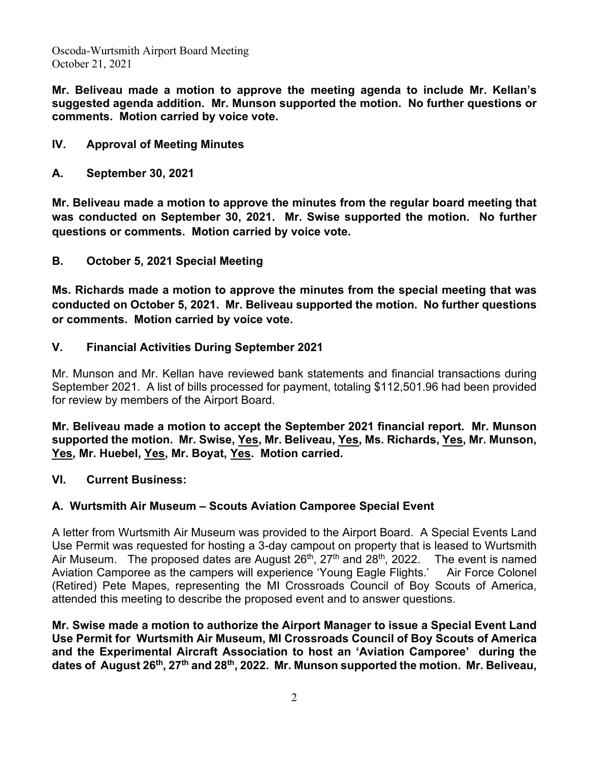**Mr. Beliveau made a motion to approve the meeting agenda to include Mr. Kellan's suggested agenda addition. Mr. Munson supported the motion. No further questions or comments. Motion carried by voice vote.**

## IV. Approval of Meeting Minutes

### A. September 30, 2021

**Mr. Beliveau made a motion to approve the minutes from the regular board meeting that was conducted on September 30, 2021. Mr. Swise supported the motion. No further questions or comments. Motion carried by voice vote.**

### B. October 5, 2021 Special Meeting

**Ms. Richards made a motion to approve the minutes from the special meeting that was conducted on October 5, 2021. Mr. Beliveau supported the motion. No further questions or comments. Motion carried by voice vote.**

## V. Financial Activities During September 2021

Mr. Munson and Mr. Kellan have reviewed bank statements and financial transactions during September 2021. A list of bills processed for payment, totaling $112,501.96 had been provided for review by members of the Airport Board.

**Mr. Beliveau made a motion to accept the September 2021 financial report. Mr. Munson supported the motion. Mr. Swise, <u>Yes</u>, Mr. Beliveau, <u>Yes</u>, Ms. Richards, <u>Yes</u>, Mr. Munson, <u>Yes</u>, Mr. Huebel, <u>Yes</u>, Mr. Boyat, <u>Yes</u>. Motion carried.**

## VI. Current Business:

### A. Wurtsmith Air Museum – Scouts Aviation Camporee Special Event

A letter from Wurtsmith Air Museum was provided to the Airport Board. A Special Events Land Use Permit was requested for hosting a 3-day campout on property that is leased to Wurtsmith Air Museum. The proposed dates are August 26th, 27th and 28th, 2022. The event is named Aviation Camporee as the campers will experience 'Young Eagle Flights.' Air Force Colonel (Retired) Pete Mapes, representing the MI Crossroads Council of Boy Scouts of America, attended this meeting to describe the proposed event and to answer questions.

**Mr. Swise made a motion to authorize the Airport Manager to issue a Special Event Land Use Permit for Wurtsmith Air Museum, MI Crossroads Council of Boy Scouts of America and the Experimental Aircraft Association to host an 'Aviation Camporee' during the dates of August 26th, 27th and 28th, 2022. Mr. Munson supported the motion. Mr. Beliveau,**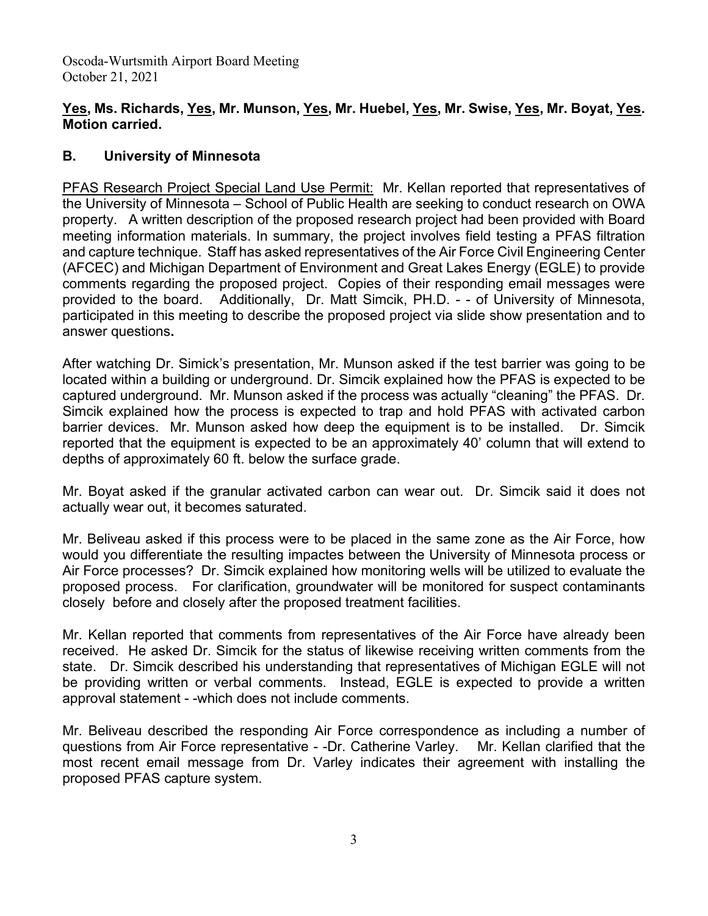**Yes, Ms. Richards, Yes, Mr. Munson, Yes, Mr. Huebel, Yes, Mr. Swise, Yes, Mr. Boyat, Yes. Motion carried.**

## B. University of Minnesota

PFAS Research Project Special Land Use Permit: Mr. Kellan reported that representatives of the University of Minnesota – School of Public Health are seeking to conduct research on OWA property. A written description of the proposed research project had been provided with Board meeting information materials. In summary, the project involves field testing a PFAS filtration and capture technique. Staff has asked representatives of the Air Force Civil Engineering Center (AFCEC) and Michigan Department of Environment and Great Lakes Energy (EGLE) to provide comments regarding the proposed project. Copies of their responding email messages were provided to the board. Additionally, Dr. Matt Simcik, PH.D. - - of University of Minnesota, participated in this meeting to describe the proposed project via slide show presentation and to answer questions**.**

After watching Dr. Simick's presentation, Mr. Munson asked if the test barrier was going to be located within a building or underground. Dr. Simcik explained how the PFAS is expected to be captured underground. Mr. Munson asked if the process was actually "cleaning" the PFAS. Dr. Simcik explained how the process is expected to trap and hold PFAS with activated carbon barrier devices. Mr. Munson asked how deep the equipment is to be installed. Dr. Simcik reported that the equipment is expected to be an approximately 40' column that will extend to depths of approximately 60 ft. below the surface grade.

Mr. Boyat asked if the granular activated carbon can wear out. Dr. Simcik said it does not actually wear out, it becomes saturated.

Mr. Beliveau asked if this process were to be placed in the same zone as the Air Force, how would you differentiate the resulting impactes between the University of Minnesota process or Air Force processes? Dr. Simcik explained how monitoring wells will be utilized to evaluate the proposed process. For clarification, groundwater will be monitored for suspect contaminants closely before and closely after the proposed treatment facilities.

Mr. Kellan reported that comments from representatives of the Air Force have already been received. He asked Dr. Simcik for the status of likewise receiving written comments from the state. Dr. Simcik described his understanding that representatives of Michigan EGLE will not be providing written or verbal comments. Instead, EGLE is expected to provide a written approval statement - -which does not include comments.

Mr. Beliveau described the responding Air Force correspondence as including a number of questions from Air Force representative - -Dr. Catherine Varley. Mr. Kellan clarified that the most recent email message from Dr. Varley indicates their agreement with installing the proposed PFAS capture system.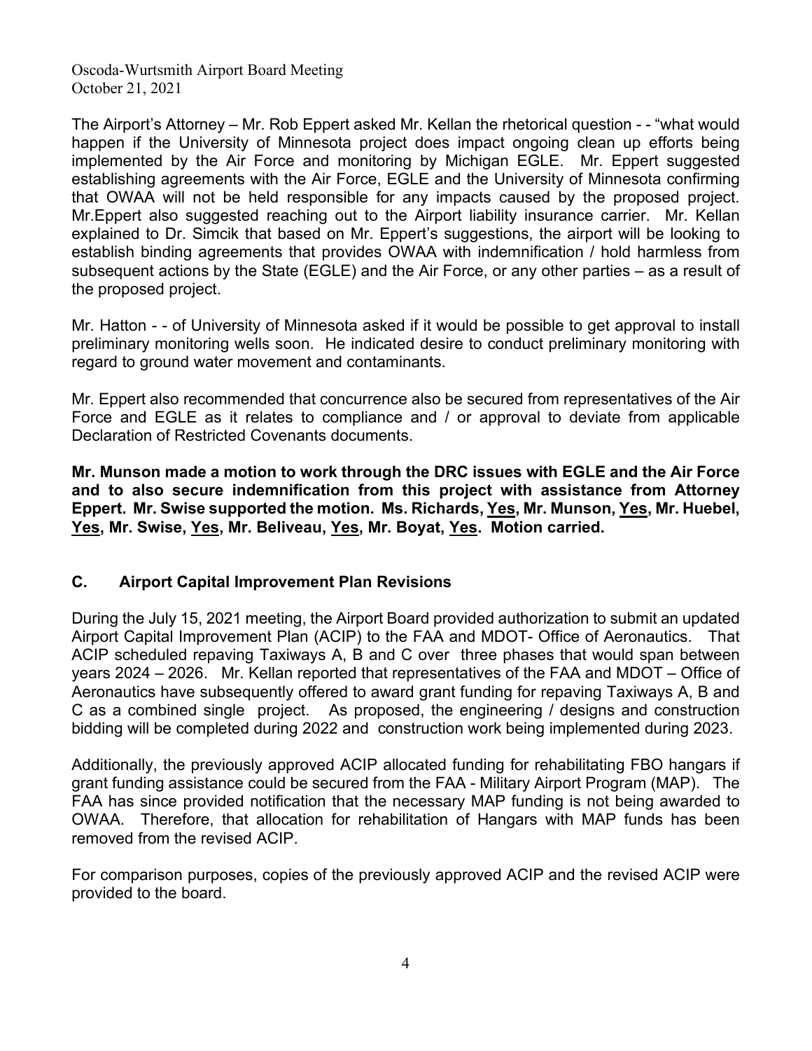The Airport's Attorney – Mr. Rob Eppert asked Mr. Kellan the rhetorical question - - "what would happen if the University of Minnesota project does impact ongoing clean up efforts being implemented by the Air Force and monitoring by Michigan EGLE. Mr. Eppert suggested establishing agreements with the Air Force, EGLE and the University of Minnesota confirming that OWAA will not be held responsible for any impacts caused by the proposed project. Mr.Eppert also suggested reaching out to the Airport liability insurance carrier. Mr. Kellan explained to Dr. Simcik that based on Mr. Eppert's suggestions, the airport will be looking to establish binding agreements that provides OWAA with indemnification / hold harmless from subsequent actions by the State (EGLE) and the Air Force, or any other parties – as a result of the proposed project.

Mr. Hatton - - of University of Minnesota asked if it would be possible to get approval to install preliminary monitoring wells soon. He indicated desire to conduct preliminary monitoring with regard to ground water movement and contaminants.

Mr. Eppert also recommended that concurrence also be secured from representatives of the Air Force and EGLE as it relates to compliance and / or approval to deviate from applicable Declaration of Restricted Covenants documents.

**Mr. Munson made a motion to work through the DRC issues with EGLE and the Air Force and to also secure indemnification from this project with assistance from Attorney Eppert. Mr. Swise supported the motion. Ms. Richards, Yes, Mr. Munson, Yes, Mr. Huebel, Yes, Mr. Swise, Yes, Mr. Beliveau, Yes, Mr. Boyat, Yes. Motion carried.**

## C. Airport Capital Improvement Plan Revisions

During the July 15, 2021 meeting, the Airport Board provided authorization to submit an updated Airport Capital Improvement Plan (ACIP) to the FAA and MDOT- Office of Aeronautics. That ACIP scheduled repaving Taxiways A, B and C over three phases that would span between years 2024 – 2026. Mr. Kellan reported that representatives of the FAA and MDOT – Office of Aeronautics have subsequently offered to award grant funding for repaving Taxiways A, B and C as a combined single project. As proposed, the engineering / designs and construction bidding will be completed during 2022 and construction work being implemented during 2023.

Additionally, the previously approved ACIP allocated funding for rehabilitating FBO hangars if grant funding assistance could be secured from the FAA - Military Airport Program (MAP). The FAA has since provided notification that the necessary MAP funding is not being awarded to OWAA. Therefore, that allocation for rehabilitation of Hangars with MAP funds has been removed from the revised ACIP.

For comparison purposes, copies of the previously approved ACIP and the revised ACIP were provided to the board.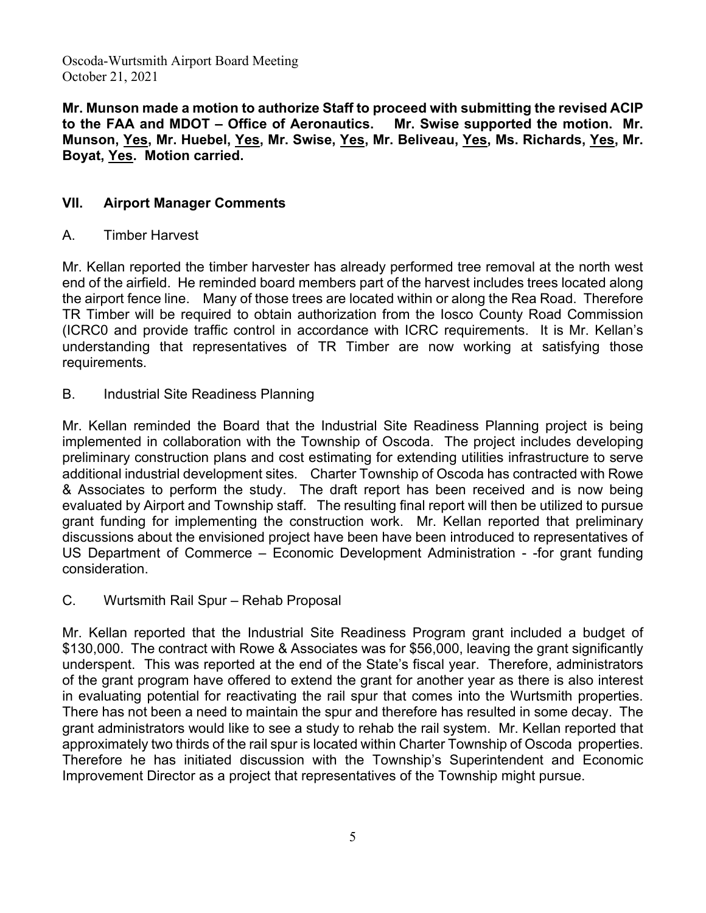**Mr. Munson made a motion to authorize Staff to proceed with submitting the revised ACIP to the FAA and MDOT – Office of Aeronautics. Mr. Swise supported the motion. Mr. Munson, Yes, Mr. Huebel, Yes, Mr. Swise, Yes, Mr. Beliveau, Yes, Ms. Richards, Yes, Mr. Boyat, Yes. Motion carried.**

## VII. Airport Manager Comments

### A. Timber Harvest

Mr. Kellan reported the timber harvester has already performed tree removal at the north west end of the airfield. He reminded board members part of the harvest includes trees located along the airport fence line. Many of those trees are located within or along the Rea Road. Therefore TR Timber will be required to obtain authorization from the Iosco County Road Commission (ICRC0 and provide traffic control in accordance with ICRC requirements. It is Mr. Kellan's understanding that representatives of TR Timber are now working at satisfying those requirements.

### B. Industrial Site Readiness Planning

Mr. Kellan reminded the Board that the Industrial Site Readiness Planning project is being implemented in collaboration with the Township of Oscoda. The project includes developing preliminary construction plans and cost estimating for extending utilities infrastructure to serve additional industrial development sites. Charter Township of Oscoda has contracted with Rowe & Associates to perform the study. The draft report has been received and is now being evaluated by Airport and Township staff. The resulting final report will then be utilized to pursue grant funding for implementing the construction work. Mr. Kellan reported that preliminary discussions about the envisioned project have been have been introduced to representatives of US Department of Commerce – Economic Development Administration - -for grant funding consideration.

### C. Wurtsmith Rail Spur – Rehab Proposal

Mr. Kellan reported that the Industrial Site Readiness Program grant included a budget of \$130,000. The contract with Rowe & Associates was for \$56,000, leaving the grant significantly underspent. This was reported at the end of the State's fiscal year. Therefore, administrators of the grant program have offered to extend the grant for another year as there is also interest in evaluating potential for reactivating the rail spur that comes into the Wurtsmith properties. There has not been a need to maintain the spur and therefore has resulted in some decay. The grant administrators would like to see a study to rehab the rail system. Mr. Kellan reported that approximately two thirds of the rail spur is located within Charter Township of Oscoda properties. Therefore he has initiated discussion with the Township's Superintendent and Economic Improvement Director as a project that representatives of the Township might pursue.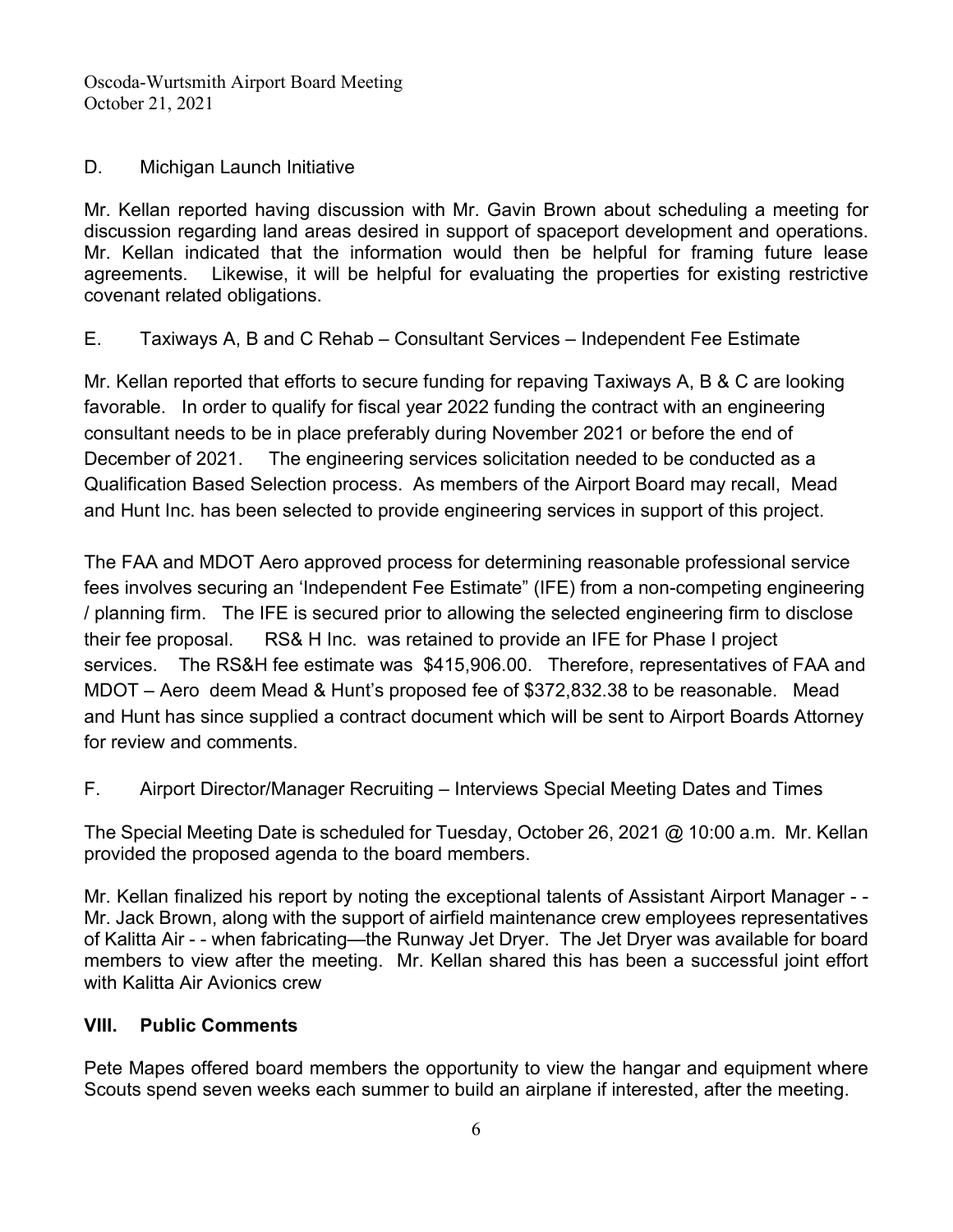D. Michigan Launch Initiative

Mr. Kellan reported having discussion with Mr. Gavin Brown about scheduling a meeting for discussion regarding land areas desired in support of spaceport development and operations. Mr. Kellan indicated that the information would then be helpful for framing future lease agreements. Likewise, it will be helpful for evaluating the properties for existing restrictive covenant related obligations.

E. Taxiways A, B and C Rehab – Consultant Services – Independent Fee Estimate

Mr. Kellan reported that efforts to secure funding for repaving Taxiways A, B & C are looking favorable. In order to qualify for fiscal year 2022 funding the contract with an engineering consultant needs to be in place preferably during November 2021 or before the end of December of 2021. The engineering services solicitation needed to be conducted as a Qualification Based Selection process. As members of the Airport Board may recall, Mead and Hunt Inc. has been selected to provide engineering services in support of this project.

The FAA and MDOT Aero approved process for determining reasonable professional service fees involves securing an 'Independent Fee Estimate" (IFE) from a non-competing engineering / planning firm. The IFE is secured prior to allowing the selected engineering firm to disclose their fee proposal. RS& H Inc. was retained to provide an IFE for Phase I project services. The RS&H fee estimate was $415,906.00. Therefore, representatives of FAA and MDOT – Aero deem Mead & Hunt's proposed fee of $372,832.38 to be reasonable. Mead and Hunt has since supplied a contract document which will be sent to Airport Boards Attorney for review and comments.

F. Airport Director/Manager Recruiting – Interviews Special Meeting Dates and Times

The Special Meeting Date is scheduled for Tuesday, October 26, 2021 @ 10:00 a.m. Mr. Kellan provided the proposed agenda to the board members.

Mr. Kellan finalized his report by noting the exceptional talents of Assistant Airport Manager - - Mr. Jack Brown, along with the support of airfield maintenance crew employees representatives of Kalitta Air - - when fabricating—the Runway Jet Dryer. The Jet Dryer was available for board members to view after the meeting. Mr. Kellan shared this has been a successful joint effort with Kalitta Air Avionics crew

## VIII. Public Comments

Pete Mapes offered board members the opportunity to view the hangar and equipment where Scouts spend seven weeks each summer to build an airplane if interested, after the meeting.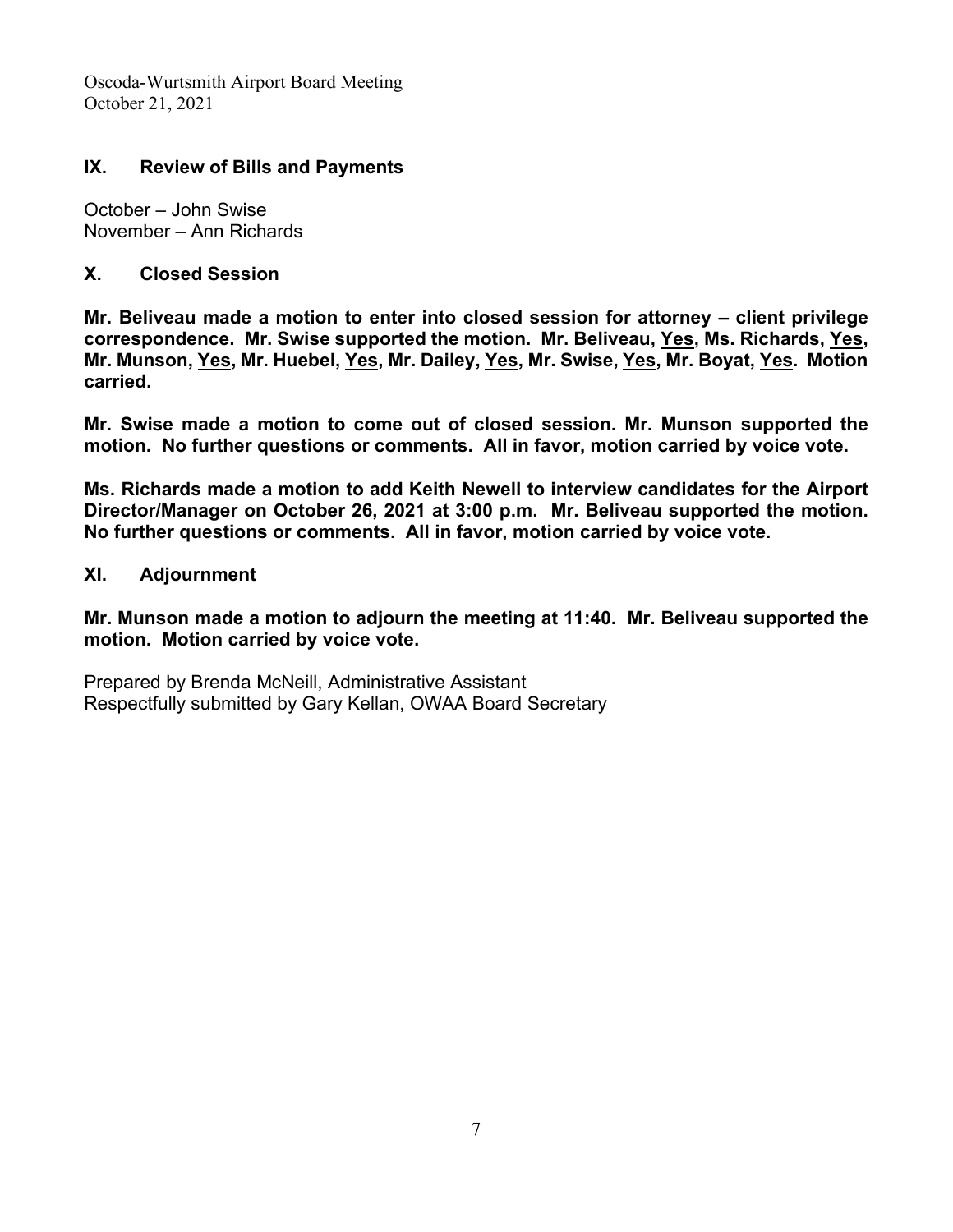## IX. Review of Bills and Payments

October – John Swise
November – Ann Richards

## X. Closed Session

**Mr. Beliveau made a motion to enter into closed session for attorney – client privilege correspondence. Mr. Swise supported the motion. Mr. Beliveau, <u>Yes</u>, Ms. Richards, <u>Yes</u>, Mr. Munson, <u>Yes</u>, Mr. Huebel, <u>Yes</u>, Mr. Dailey, <u>Yes</u>, Mr. Swise, <u>Yes</u>, Mr. Boyat, <u>Yes</u>. Motion carried.**

**Mr. Swise made a motion to come out of closed session. Mr. Munson supported the motion. No further questions or comments. All in favor, motion carried by voice vote.**

**Ms. Richards made a motion to add Keith Newell to interview candidates for the Airport Director/Manager on October 26, 2021 at 3:00 p.m. Mr. Beliveau supported the motion. No further questions or comments. All in favor, motion carried by voice vote.**

## XI. Adjournment

**Mr. Munson made a motion to adjourn the meeting at 11:40. Mr. Beliveau supported the motion. Motion carried by voice vote.**

Prepared by Brenda McNeill, Administrative Assistant
Respectfully submitted by Gary Kellan, OWAA Board Secretary